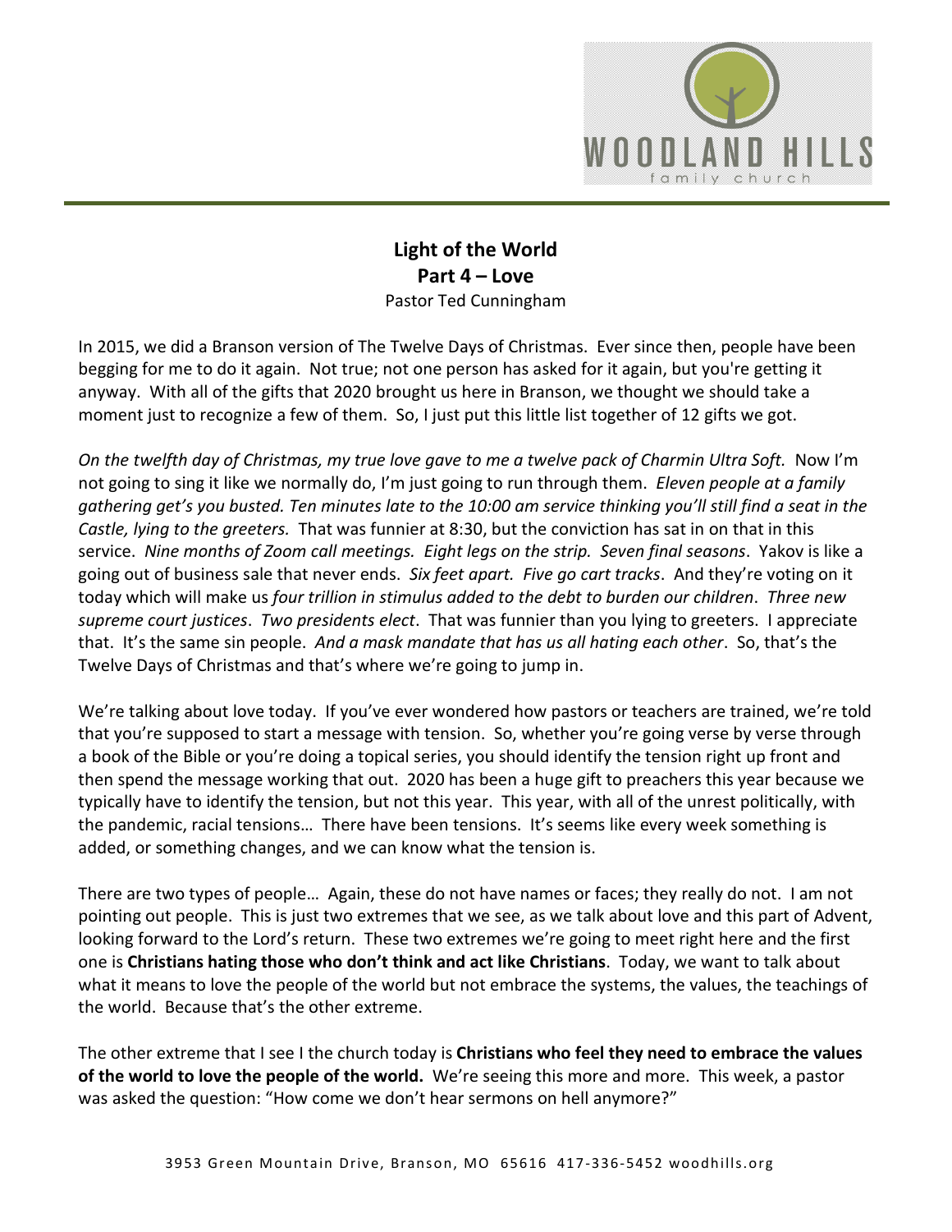# Light of the World
## Part 4 – Love
Pastor Ted Cunningham

In 2015, we did a Branson version of The Twelve Days of Christmas. Ever since then, people have been begging for me to do it again. Not true; not one person has asked for it again, but you're getting it anyway. With all of the gifts that 2020 brought us here in Branson, we thought we should take a moment just to recognize a few of them. So, I just put this little list together of 12 gifts we got.

*On the twelfth day of Christmas, my true love gave to me a twelve pack of Charmin Ultra Soft.* Now I'm not going to sing it like we normally do, I'm just going to run through them. *Eleven people at a family gathering get's you busted. Ten minutes late to the 10:00 am service thinking you'll still find a seat in the Castle, lying to the greeters.* That was funnier at 8:30, but the conviction has sat in on that in this service. *Nine months of Zoom call meetings. Eight legs on the strip. Seven final seasons*. Yakov is like a going out of business sale that never ends. *Six feet apart. Five go cart tracks*. And they're voting on it today which will make us *four trillion in stimulus added to the debt to burden our children*. *Three new supreme court justices*. *Two presidents elect*. That was funnier than you lying to greeters. I appreciate that. It's the same sin people. *And a mask mandate that has us all hating each other*. So, that's the Twelve Days of Christmas and that's where we're going to jump in.

We're talking about love today. If you've ever wondered how pastors or teachers are trained, we're told that you're supposed to start a message with tension. So, whether you're going verse by verse through a book of the Bible or you're doing a topical series, you should identify the tension right up front and then spend the message working that out. 2020 has been a huge gift to preachers this year because we typically have to identify the tension, but not this year. This year, with all of the unrest politically, with the pandemic, racial tensions… There have been tensions. It's seems like every week something is added, or something changes, and we can know what the tension is.

There are two types of people… Again, these do not have names or faces; they really do not. I am not pointing out people. This is just two extremes that we see, as we talk about love and this part of Advent, looking forward to the Lord's return. These two extremes we're going to meet right here and the first one is **Christians hating those who don't think and act like Christians**. Today, we want to talk about what it means to love the people of the world but not embrace the systems, the values, the teachings of the world. Because that's the other extreme.

The other extreme that I see I the church today is **Christians who feel they need to embrace the values of the world to love the people of the world.** We're seeing this more and more. This week, a pastor was asked the question: "How come we don't hear sermons on hell anymore?"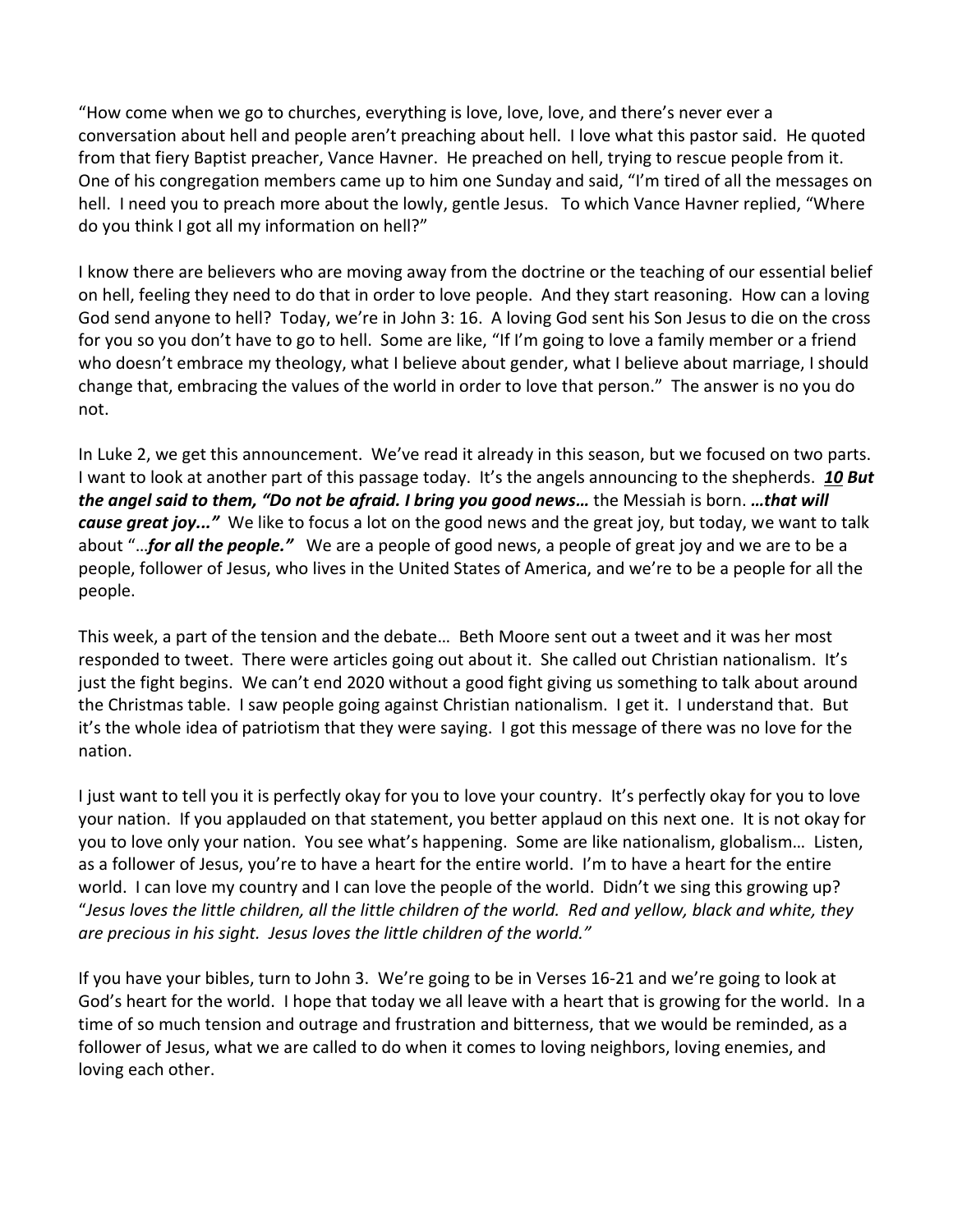"How come when we go to churches, everything is love, love, love, and there's never ever a conversation about hell and people aren't preaching about hell. I love what this pastor said. He quoted from that fiery Baptist preacher, Vance Havner. He preached on hell, trying to rescue people from it. One of his congregation members came up to him one Sunday and said, "I'm tired of all the messages on hell. I need you to preach more about the lowly, gentle Jesus. To which Vance Havner replied, "Where do you think I got all my information on hell?"

I know there are believers who are moving away from the doctrine or the teaching of our essential belief on hell, feeling they need to do that in order to love people. And they start reasoning. How can a loving God send anyone to hell? Today, we're in John 3: 16. A loving God sent his Son Jesus to die on the cross for you so you don't have to go to hell. Some are like, "If I'm going to love a family member or a friend who doesn't embrace my theology, what I believe about gender, what I believe about marriage, I should change that, embracing the values of the world in order to love that person." The answer is no you do not.

In Luke 2, we get this announcement. We've read it already in this season, but we focused on two parts. I want to look at another part of this passage today. It's the angels announcing to the shepherds. ***10 But the angel said to them, "Do not be afraid. I bring you good news…*** the Messiah is born. ***…that will cause great joy..."*** We like to focus a lot on the good news and the great joy, but today, we want to talk about "…***for all the people."*** We are a people of good news, a people of great joy and we are to be a people, follower of Jesus, who lives in the United States of America, and we're to be a people for all the people.

This week, a part of the tension and the debate… Beth Moore sent out a tweet and it was her most responded to tweet. There were articles going out about it. She called out Christian nationalism. It's just the fight begins. We can't end 2020 without a good fight giving us something to talk about around the Christmas table. I saw people going against Christian nationalism. I get it. I understand that. But it's the whole idea of patriotism that they were saying. I got this message of there was no love for the nation.

I just want to tell you it is perfectly okay for you to love your country. It's perfectly okay for you to love your nation. If you applauded on that statement, you better applaud on this next one. It is not okay for you to love only your nation. You see what's happening. Some are like nationalism, globalism… Listen, as a follower of Jesus, you're to have a heart for the entire world. I'm to have a heart for the entire world. I can love my country and I can love the people of the world. Didn't we sing this growing up? "*Jesus loves the little children, all the little children of the world. Red and yellow, black and white, they are precious in his sight. Jesus loves the little children of the world."*

If you have your bibles, turn to John 3. We're going to be in Verses 16-21 and we're going to look at God's heart for the world. I hope that today we all leave with a heart that is growing for the world. In a time of so much tension and outrage and frustration and bitterness, that we would be reminded, as a follower of Jesus, what we are called to do when it comes to loving neighbors, loving enemies, and loving each other.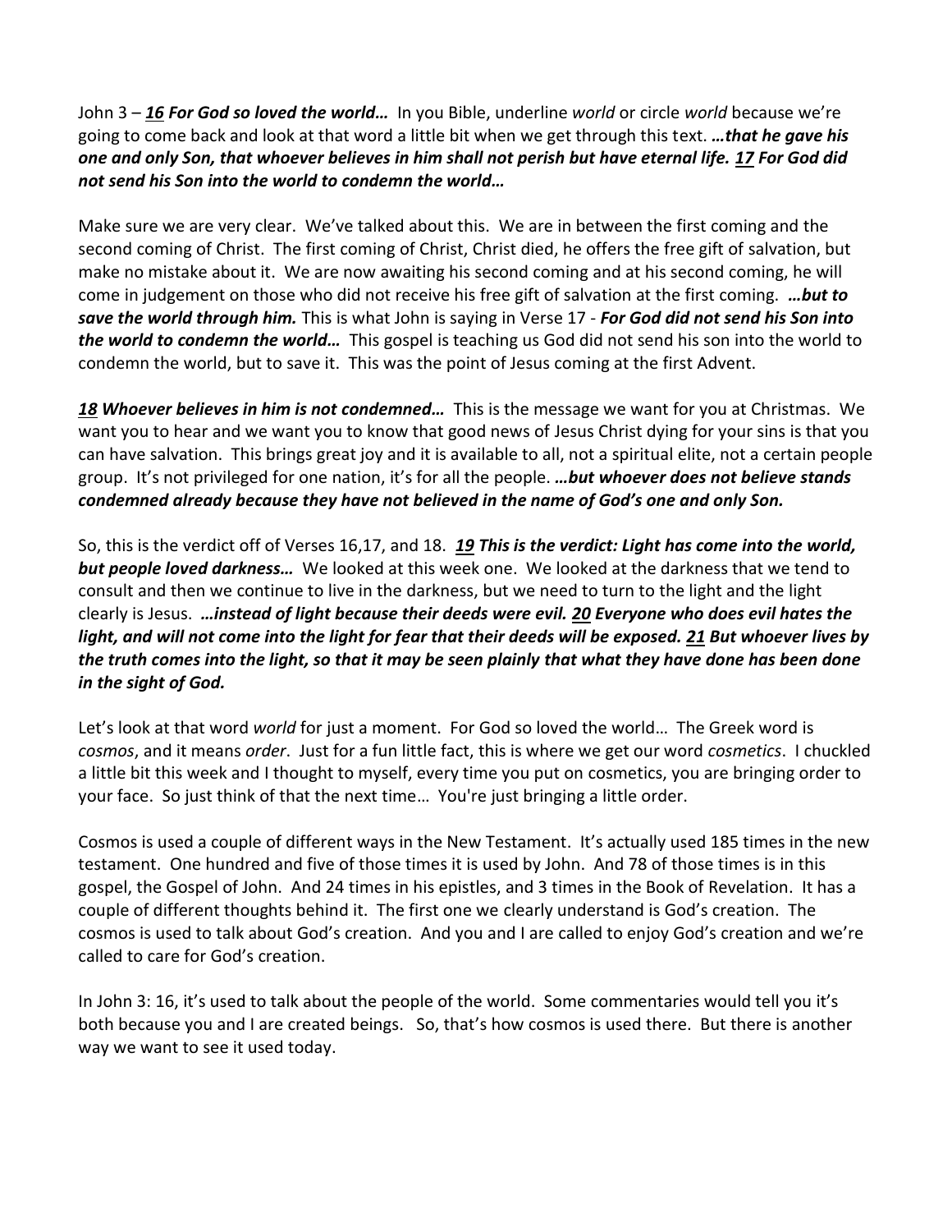John 3 – ***16 For God so loved the world…*** In you Bible, underline *world* or circle *world* because we're going to come back and look at that word a little bit when we get through this text. ***…that he gave his one and only Son, that whoever believes in him shall not perish but have eternal life. 17 For God did not send his Son into the world to condemn the world…***

Make sure we are very clear. We've talked about this. We are in between the first coming and the second coming of Christ. The first coming of Christ, Christ died, he offers the free gift of salvation, but make no mistake about it. We are now awaiting his second coming and at his second coming, he will come in judgement on those who did not receive his free gift of salvation at the first coming. ***…but to save the world through him.*** This is what John is saying in Verse 17 - ***For God did not send his Son into the world to condemn the world…*** This gospel is teaching us God did not send his son into the world to condemn the world, but to save it. This was the point of Jesus coming at the first Advent.

***18 Whoever believes in him is not condemned…*** This is the message we want for you at Christmas. We want you to hear and we want you to know that good news of Jesus Christ dying for your sins is that you can have salvation. This brings great joy and it is available to all, not a spiritual elite, not a certain people group. It's not privileged for one nation, it's for all the people. ***…but whoever does not believe stands condemned already because they have not believed in the name of God's one and only Son.***

So, this is the verdict off of Verses 16,17, and 18. ***19 This is the verdict: Light has come into the world, but people loved darkness…*** We looked at this week one. We looked at the darkness that we tend to consult and then we continue to live in the darkness, but we need to turn to the light and the light clearly is Jesus. ***…instead of light because their deeds were evil. 20 Everyone who does evil hates the light, and will not come into the light for fear that their deeds will be exposed. 21 But whoever lives by the truth comes into the light, so that it may be seen plainly that what they have done has been done in the sight of God.***

Let's look at that word *world* for just a moment. For God so loved the world… The Greek word is *cosmos*, and it means *order*. Just for a fun little fact, this is where we get our word *cosmetics*. I chuckled a little bit this week and I thought to myself, every time you put on cosmetics, you are bringing order to your face. So just think of that the next time… You're just bringing a little order.

Cosmos is used a couple of different ways in the New Testament. It's actually used 185 times in the new testament. One hundred and five of those times it is used by John. And 78 of those times is in this gospel, the Gospel of John. And 24 times in his epistles, and 3 times in the Book of Revelation. It has a couple of different thoughts behind it. The first one we clearly understand is God's creation. The cosmos is used to talk about God's creation. And you and I are called to enjoy God's creation and we're called to care for God's creation.

In John 3: 16, it's used to talk about the people of the world. Some commentaries would tell you it's both because you and I are created beings. So, that's how cosmos is used there. But there is another way we want to see it used today.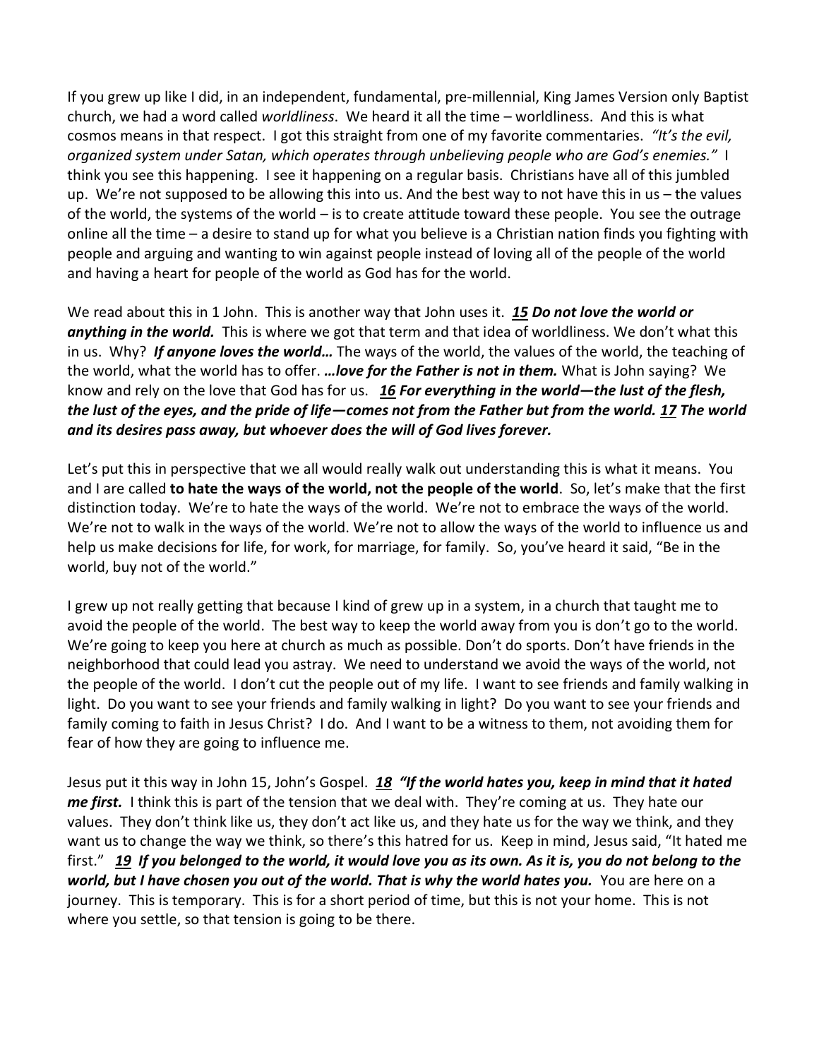If you grew up like I did, in an independent, fundamental, pre-millennial, King James Version only Baptist church, we had a word called *worldliness*. We heard it all the time – worldliness. And this is what cosmos means in that respect. I got this straight from one of my favorite commentaries. *"It's the evil, organized system under Satan, which operates through unbelieving people who are God's enemies."* I think you see this happening. I see it happening on a regular basis. Christians have all of this jumbled up. We're not supposed to be allowing this into us. And the best way to not have this in us – the values of the world, the systems of the world – is to create attitude toward these people. You see the outrage online all the time – a desire to stand up for what you believe is a Christian nation finds you fighting with people and arguing and wanting to win against people instead of loving all of the people of the world and having a heart for people of the world as God has for the world.

We read about this in 1 John. This is another way that John uses it. ***15 Do not love the world or anything in the world.*** This is where we got that term and that idea of worldliness. We don't what this in us. Why? ***If anyone loves the world…*** The ways of the world, the values of the world, the teaching of the world, what the world has to offer. ***…love for the Father is not in them.*** What is John saying? We know and rely on the love that God has for us. ***16 For everything in the world—the lust of the flesh, the lust of the eyes, and the pride of life—comes not from the Father but from the world. 17 The world and its desires pass away, but whoever does the will of God lives forever.***

Let's put this in perspective that we all would really walk out understanding this is what it means. You and I are called **to hate the ways of the world, not the people of the world**. So, let's make that the first distinction today. We're to hate the ways of the world. We're not to embrace the ways of the world. We're not to walk in the ways of the world. We're not to allow the ways of the world to influence us and help us make decisions for life, for work, for marriage, for family. So, you've heard it said, "Be in the world, buy not of the world."

I grew up not really getting that because I kind of grew up in a system, in a church that taught me to avoid the people of the world. The best way to keep the world away from you is don't go to the world. We're going to keep you here at church as much as possible. Don't do sports. Don't have friends in the neighborhood that could lead you astray. We need to understand we avoid the ways of the world, not the people of the world. I don't cut the people out of my life. I want to see friends and family walking in light. Do you want to see your friends and family walking in light? Do you want to see your friends and family coming to faith in Jesus Christ? I do. And I want to be a witness to them, not avoiding them for fear of how they are going to influence me.

Jesus put it this way in John 15, John's Gospel. ***18 "If the world hates you, keep in mind that it hated me first.*** I think this is part of the tension that we deal with. They're coming at us. They hate our values. They don't think like us, they don't act like us, and they hate us for the way we think, and they want us to change the way we think, so there's this hatred for us. Keep in mind, Jesus said, "It hated me first." ***19 If you belonged to the world, it would love you as its own. As it is, you do not belong to the world, but I have chosen you out of the world. That is why the world hates you.*** You are here on a journey. This is temporary. This is for a short period of time, but this is not your home. This is not where you settle, so that tension is going to be there.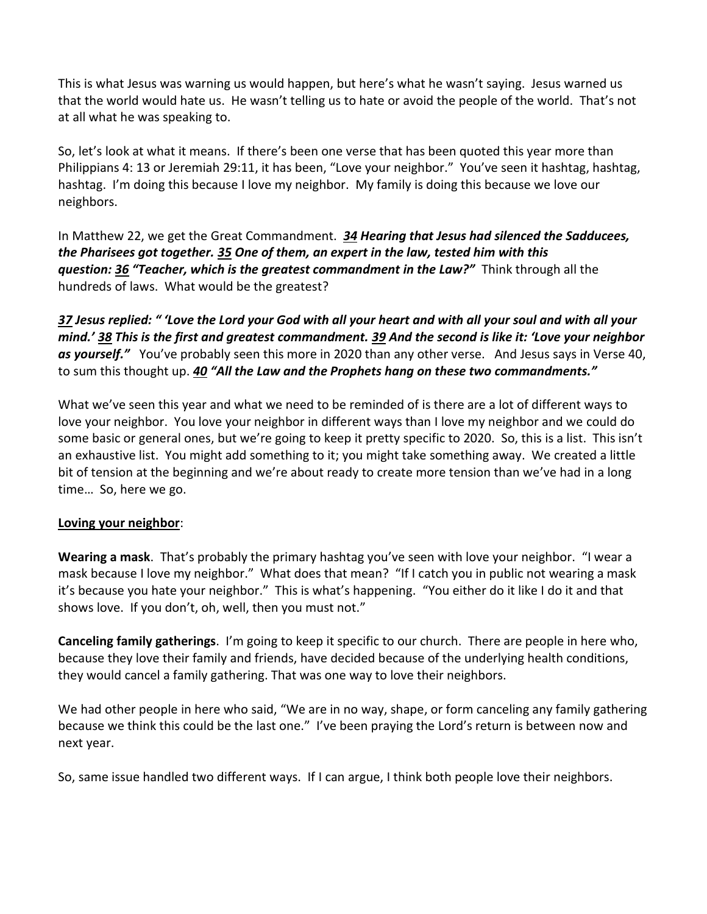This is what Jesus was warning us would happen, but here's what he wasn't saying. Jesus warned us that the world would hate us. He wasn't telling us to hate or avoid the people of the world. That's not at all what he was speaking to.

So, let's look at what it means. If there's been one verse that has been quoted this year more than Philippians 4: 13 or Jeremiah 29:11, it has been, "Love your neighbor." You've seen it hashtag, hashtag, hashtag. I'm doing this because I love my neighbor. My family is doing this because we love our neighbors.

In Matthew 22, we get the Great Commandment. ***34** **Hearing that Jesus had silenced the Sadducees, the Pharisees got together.** **35** **One of them, an expert in the law, tested him with this question:** **36** **"Teacher, which is the greatest commandment in the Law?"*** Think through all the hundreds of laws. What would be the greatest?

***37** **Jesus replied: " 'Love the Lord your God with all your heart and with all your soul and with all your mind.'** **38** **This is the first and greatest commandment.** **39** **And the second is like it: 'Love your neighbor as yourself."*** You've probably seen this more in 2020 than any other verse. And Jesus says in Verse 40, to sum this thought up. ***40** **"All the Law and the Prophets hang on these two commandments."***

What we've seen this year and what we need to be reminded of is there are a lot of different ways to love your neighbor. You love your neighbor in different ways than I love my neighbor and we could do some basic or general ones, but we're going to keep it pretty specific to 2020. So, this is a list. This isn't an exhaustive list. You might add something to it; you might take something away. We created a little bit of tension at the beginning and we're about ready to create more tension than we've had in a long time… So, here we go.

**Loving your neighbor**:

**Wearing a mask**. That's probably the primary hashtag you've seen with love your neighbor. "I wear a mask because I love my neighbor." What does that mean? "If I catch you in public not wearing a mask it's because you hate your neighbor." This is what's happening. "You either do it like I do it and that shows love. If you don't, oh, well, then you must not."

**Canceling family gatherings**. I'm going to keep it specific to our church. There are people in here who, because they love their family and friends, have decided because of the underlying health conditions, they would cancel a family gathering. That was one way to love their neighbors.

We had other people in here who said, "We are in no way, shape, or form canceling any family gathering because we think this could be the last one." I've been praying the Lord's return is between now and next year.

So, same issue handled two different ways. If I can argue, I think both people love their neighbors.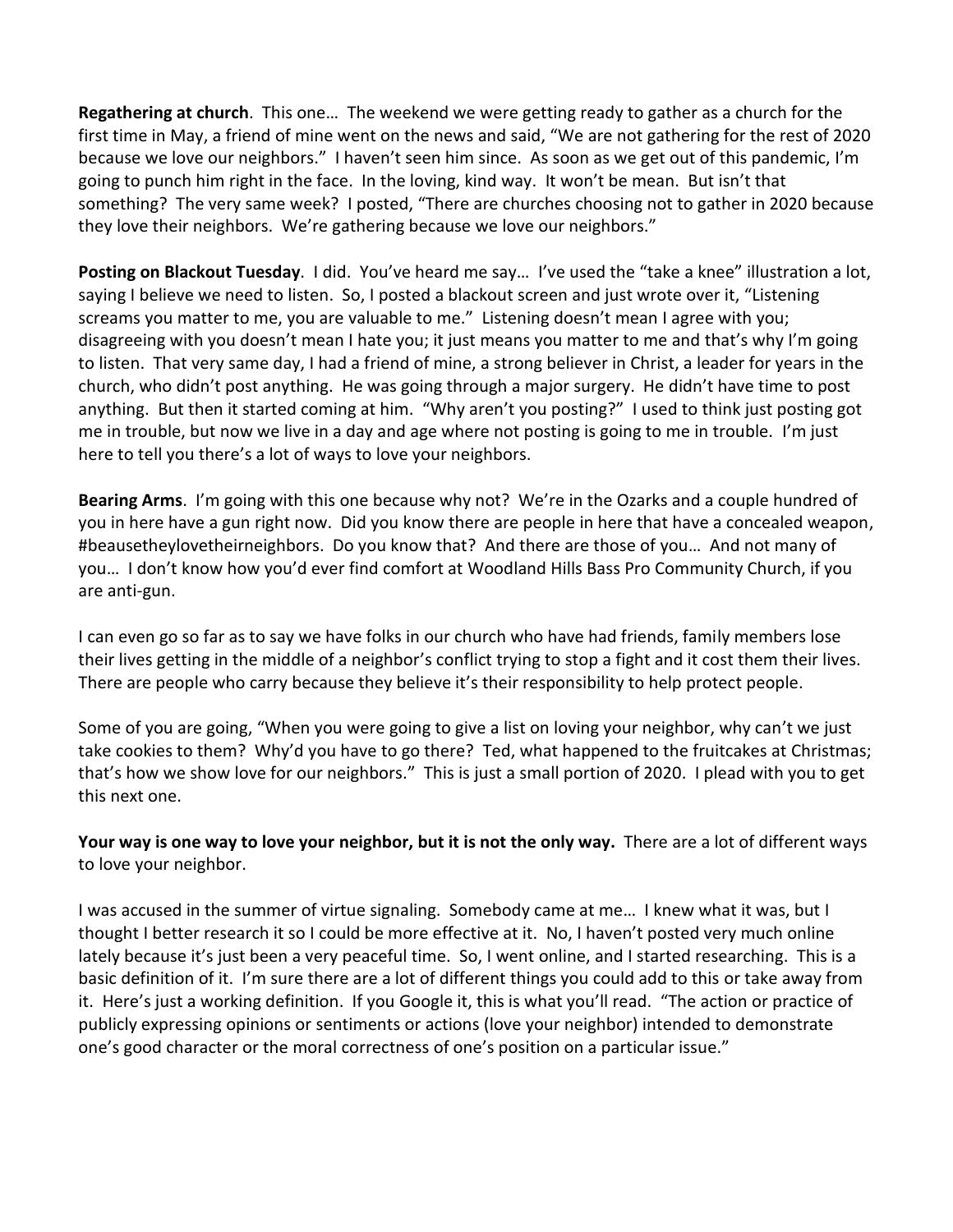**Regathering at church**. This one… The weekend we were getting ready to gather as a church for the first time in May, a friend of mine went on the news and said, "We are not gathering for the rest of 2020 because we love our neighbors." I haven't seen him since. As soon as we get out of this pandemic, I'm going to punch him right in the face. In the loving, kind way. It won't be mean. But isn't that something? The very same week? I posted, "There are churches choosing not to gather in 2020 because they love their neighbors. We're gathering because we love our neighbors."

**Posting on Blackout Tuesday**. I did. You've heard me say… I've used the "take a knee" illustration a lot, saying I believe we need to listen. So, I posted a blackout screen and just wrote over it, "Listening screams you matter to me, you are valuable to me." Listening doesn't mean I agree with you; disagreeing with you doesn't mean I hate you; it just means you matter to me and that's why I'm going to listen. That very same day, I had a friend of mine, a strong believer in Christ, a leader for years in the church, who didn't post anything. He was going through a major surgery. He didn't have time to post anything. But then it started coming at him. "Why aren't you posting?" I used to think just posting got me in trouble, but now we live in a day and age where not posting is going to me in trouble. I'm just here to tell you there's a lot of ways to love your neighbors.

**Bearing Arms**. I'm going with this one because why not? We're in the Ozarks and a couple hundred of you in here have a gun right now. Did you know there are people in here that have a concealed weapon, #beausetheylovetheirneighbors. Do you know that? And there are those of you… And not many of you… I don't know how you'd ever find comfort at Woodland Hills Bass Pro Community Church, if you are anti-gun.

I can even go so far as to say we have folks in our church who have had friends, family members lose their lives getting in the middle of a neighbor's conflict trying to stop a fight and it cost them their lives. There are people who carry because they believe it's their responsibility to help protect people.

Some of you are going, "When you were going to give a list on loving your neighbor, why can't we just take cookies to them? Why'd you have to go there? Ted, what happened to the fruitcakes at Christmas; that's how we show love for our neighbors." This is just a small portion of 2020. I plead with you to get this next one.

**Your way is one way to love your neighbor, but it is not the only way.** There are a lot of different ways to love your neighbor.

I was accused in the summer of virtue signaling. Somebody came at me… I knew what it was, but I thought I better research it so I could be more effective at it. No, I haven't posted very much online lately because it's just been a very peaceful time. So, I went online, and I started researching. This is a basic definition of it. I'm sure there are a lot of different things you could add to this or take away from it. Here's just a working definition. If you Google it, this is what you'll read. "The action or practice of publicly expressing opinions or sentiments or actions (love your neighbor) intended to demonstrate one's good character or the moral correctness of one's position on a particular issue."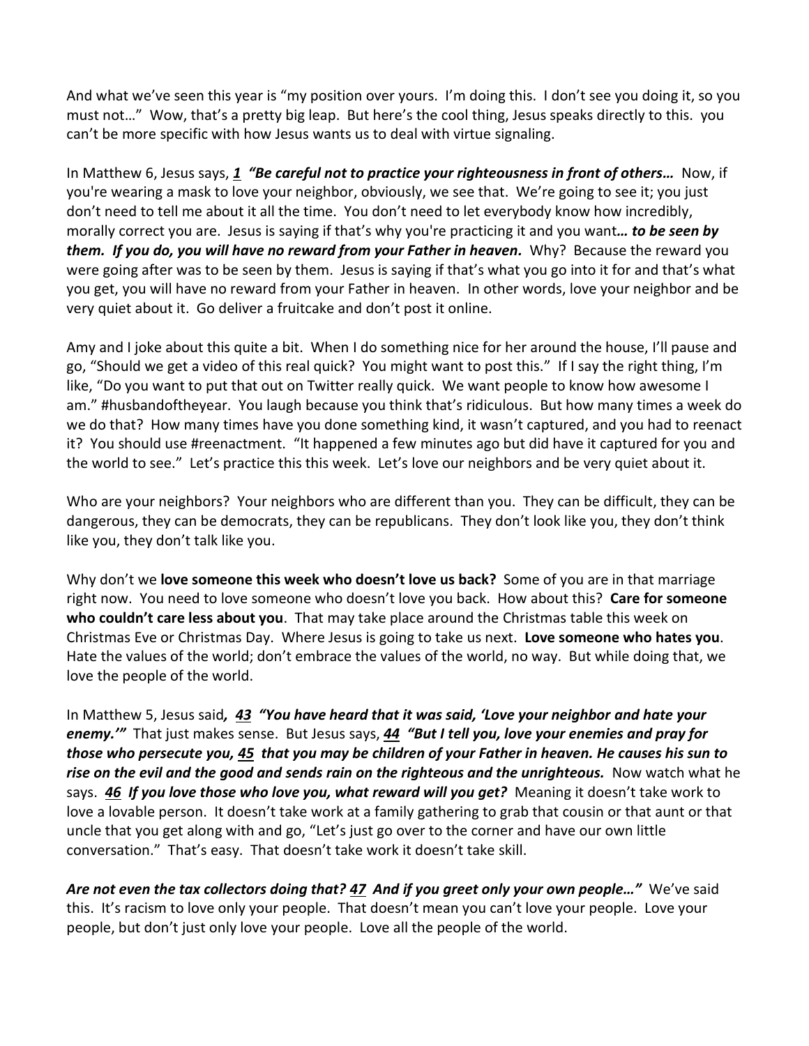And what we've seen this year is "my position over yours. I'm doing this. I don't see you doing it, so you must not…" Wow, that's a pretty big leap. But here's the cool thing, Jesus speaks directly to this. you can't be more specific with how Jesus wants us to deal with virtue signaling.

In Matthew 6, Jesus says, ***1*** ***"Be careful not to practice your righteousness in front of others…*** Now, if you're wearing a mask to love your neighbor, obviously, we see that. We're going to see it; you just don't need to tell me about it all the time. You don't need to let everybody know how incredibly, morally correct you are. Jesus is saying if that's why you're practicing it and you want***… to be seen by them. If you do, you will have no reward from your Father in heaven.*** Why? Because the reward you were going after was to be seen by them. Jesus is saying if that's what you go into it for and that's what you get, you will have no reward from your Father in heaven. In other words, love your neighbor and be very quiet about it. Go deliver a fruitcake and don't post it online.

Amy and I joke about this quite a bit. When I do something nice for her around the house, I'll pause and go, "Should we get a video of this real quick? You might want to post this." If I say the right thing, I'm like, "Do you want to put that out on Twitter really quick. We want people to know how awesome I am." #husbandoftheyear. You laugh because you think that's ridiculous. But how many times a week do we do that? How many times have you done something kind, it wasn't captured, and you had to reenact it? You should use #reenactment. "It happened a few minutes ago but did have it captured for you and the world to see." Let's practice this this week. Let's love our neighbors and be very quiet about it.

Who are your neighbors? Your neighbors who are different than you. They can be difficult, they can be dangerous, they can be democrats, they can be republicans. They don't look like you, they don't think like you, they don't talk like you.

Why don't we **love someone this week who doesn't love us back?** Some of you are in that marriage right now. You need to love someone who doesn't love you back. How about this? **Care for someone who couldn't care less about you**. That may take place around the Christmas table this week on Christmas Eve or Christmas Day. Where Jesus is going to take us next. **Love someone who hates you**. Hate the values of the world; don't embrace the values of the world, no way. But while doing that, we love the people of the world.

In Matthew 5, Jesus said***, 43*** ***"You have heard that it was said, 'Love your neighbor and hate your enemy.'"*** That just makes sense. But Jesus says, ***44*** ***"But I tell you, love your enemies and pray for those who persecute you, 45*** ***that you may be children of your Father in heaven. He causes his sun to rise on the evil and the good and sends rain on the righteous and the unrighteous.*** Now watch what he says. ***46*** ***If you love those who love you, what reward will you get?*** Meaning it doesn't take work to love a lovable person. It doesn't take work at a family gathering to grab that cousin or that aunt or that uncle that you get along with and go, "Let's just go over to the corner and have our own little conversation." That's easy. That doesn't take work it doesn't take skill.

***Are not even the tax collectors doing that? 47*** ***And if you greet only your own people…"*** We've said this. It's racism to love only your people. That doesn't mean you can't love your people. Love your people, but don't just only love your people. Love all the people of the world.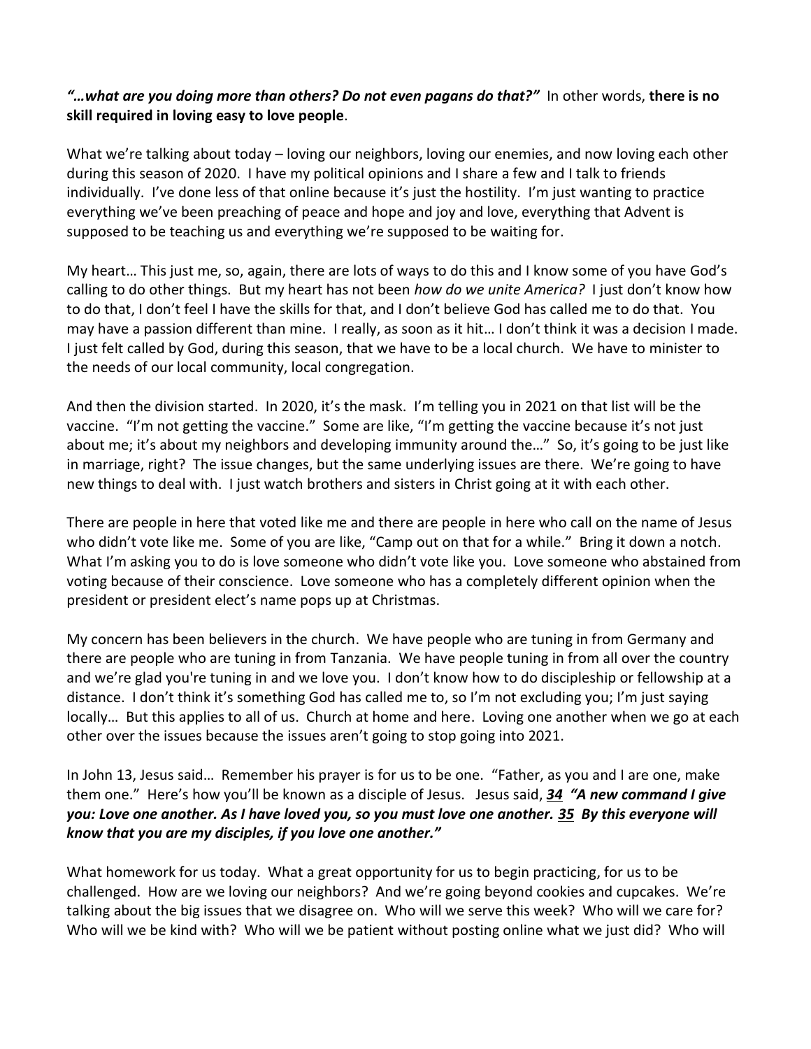*"…what are you doing more than others? Do not even pagans do that?"* In other words, **there is no skill required in loving easy to love people**.

What we're talking about today – loving our neighbors, loving our enemies, and now loving each other during this season of 2020. I have my political opinions and I share a few and I talk to friends individually. I've done less of that online because it's just the hostility. I'm just wanting to practice everything we've been preaching of peace and hope and joy and love, everything that Advent is supposed to be teaching us and everything we're supposed to be waiting for.

My heart… This just me, so, again, there are lots of ways to do this and I know some of you have God's calling to do other things. But my heart has not been *how do we unite America?* I just don't know how to do that, I don't feel I have the skills for that, and I don't believe God has called me to do that. You may have a passion different than mine. I really, as soon as it hit… I don't think it was a decision I made. I just felt called by God, during this season, that we have to be a local church. We have to minister to the needs of our local community, local congregation.

And then the division started. In 2020, it's the mask. I'm telling you in 2021 on that list will be the vaccine. "I'm not getting the vaccine." Some are like, "I'm getting the vaccine because it's not just about me; it's about my neighbors and developing immunity around the…" So, it's going to be just like in marriage, right? The issue changes, but the same underlying issues are there. We're going to have new things to deal with. I just watch brothers and sisters in Christ going at it with each other.

There are people in here that voted like me and there are people in here who call on the name of Jesus who didn't vote like me. Some of you are like, "Camp out on that for a while." Bring it down a notch. What I'm asking you to do is love someone who didn't vote like you. Love someone who abstained from voting because of their conscience. Love someone who has a completely different opinion when the president or president elect's name pops up at Christmas.

My concern has been believers in the church. We have people who are tuning in from Germany and there are people who are tuning in from Tanzania. We have people tuning in from all over the country and we're glad you're tuning in and we love you. I don't know how to do discipleship or fellowship at a distance. I don't think it's something God has called me to, so I'm not excluding you; I'm just saying locally… But this applies to all of us. Church at home and here. Loving one another when we go at each other over the issues because the issues aren't going to stop going into 2021.

In John 13, Jesus said… Remember his prayer is for us to be one. "Father, as you and I are one, make them one." Here's how you'll be known as a disciple of Jesus. Jesus said, ***34 "A new command I give you: Love one another. As I have loved you, so you must love one another. 35 By this everyone will know that you are my disciples, if you love one another."***

What homework for us today. What a great opportunity for us to begin practicing, for us to be challenged. How are we loving our neighbors? And we're going beyond cookies and cupcakes. We're talking about the big issues that we disagree on. Who will we serve this week? Who will we care for? Who will we be kind with? Who will we be patient without posting online what we just did? Who will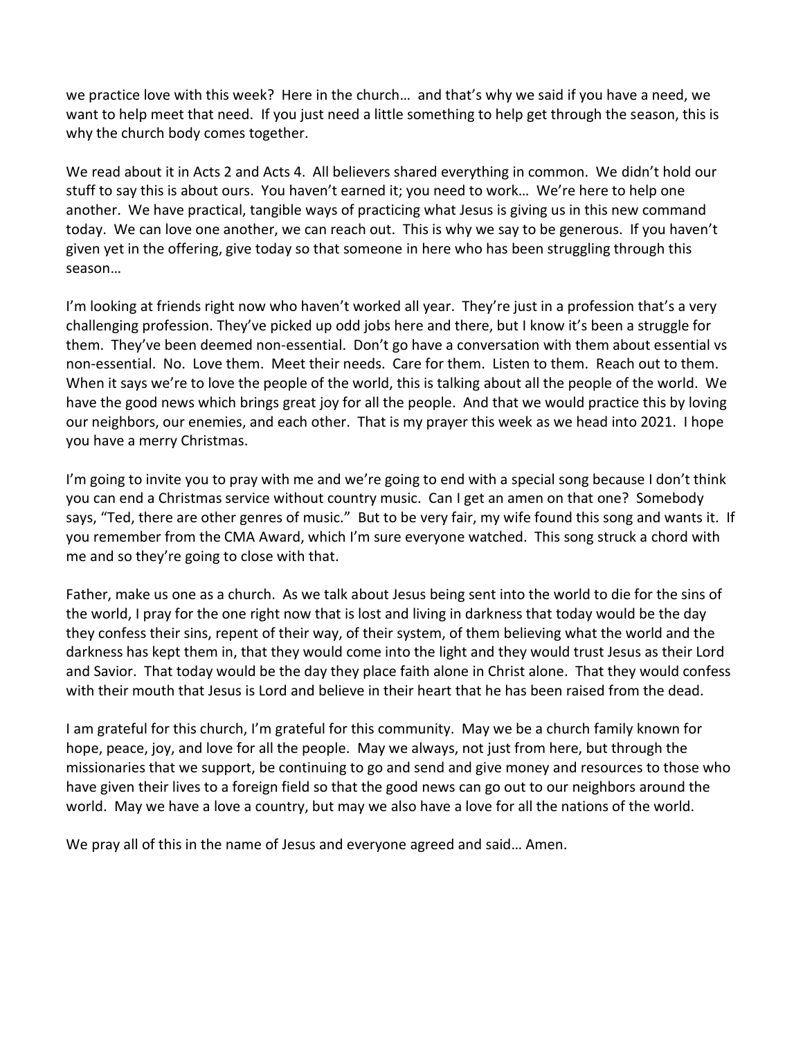we practice love with this week? Here in the church… and that's why we said if you have a need, we want to help meet that need. If you just need a little something to help get through the season, this is why the church body comes together.

We read about it in Acts 2 and Acts 4. All believers shared everything in common. We didn't hold our stuff to say this is about ours. You haven't earned it; you need to work… We're here to help one another. We have practical, tangible ways of practicing what Jesus is giving us in this new command today. We can love one another, we can reach out. This is why we say to be generous. If you haven't given yet in the offering, give today so that someone in here who has been struggling through this season…

I'm looking at friends right now who haven't worked all year. They're just in a profession that's a very challenging profession. They've picked up odd jobs here and there, but I know it's been a struggle for them. They've been deemed non-essential. Don't go have a conversation with them about essential vs non-essential. No. Love them. Meet their needs. Care for them. Listen to them. Reach out to them. When it says we're to love the people of the world, this is talking about all the people of the world. We have the good news which brings great joy for all the people. And that we would practice this by loving our neighbors, our enemies, and each other. That is my prayer this week as we head into 2021. I hope you have a merry Christmas.

I'm going to invite you to pray with me and we're going to end with a special song because I don't think you can end a Christmas service without country music. Can I get an amen on that one? Somebody says, "Ted, there are other genres of music." But to be very fair, my wife found this song and wants it. If you remember from the CMA Award, which I'm sure everyone watched. This song struck a chord with me and so they're going to close with that.

Father, make us one as a church. As we talk about Jesus being sent into the world to die for the sins of the world, I pray for the one right now that is lost and living in darkness that today would be the day they confess their sins, repent of their way, of their system, of them believing what the world and the darkness has kept them in, that they would come into the light and they would trust Jesus as their Lord and Savior. That today would be the day they place faith alone in Christ alone. That they would confess with their mouth that Jesus is Lord and believe in their heart that he has been raised from the dead.

I am grateful for this church, I'm grateful for this community. May we be a church family known for hope, peace, joy, and love for all the people. May we always, not just from here, but through the missionaries that we support, be continuing to go and send and give money and resources to those who have given their lives to a foreign field so that the good news can go out to our neighbors around the world. May we have a love a country, but may we also have a love for all the nations of the world.

We pray all of this in the name of Jesus and everyone agreed and said… Amen.